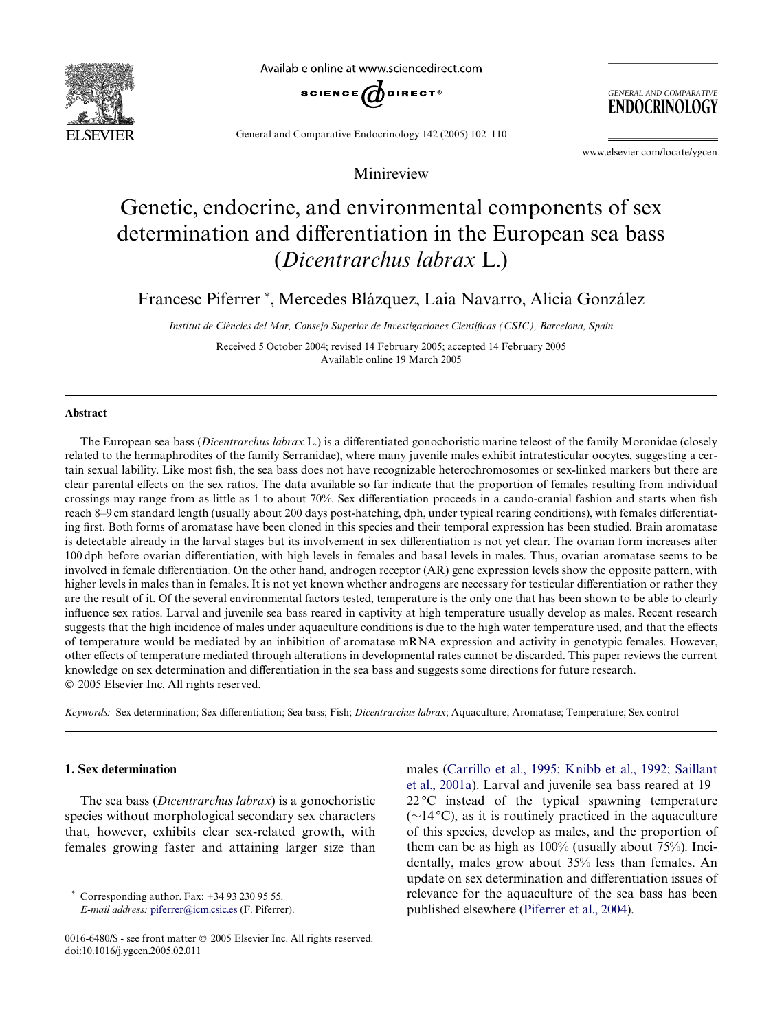Minireview

# Genetic, endocrine, and environmental components of sex determination and differentiation in the European sea bass (*Dicentrarchus labrax* L.)

Francesc Piferrer *, Mercedes Blázquez, Laia Navarro, Alicia González

*Institut de Ciències del Mar, Consejo Superior de Investigaciones Científicas (CSIC), Barcelona, Spain*

Received 5 October 2004; revised 14 February 2005; accepted 14 February 2005
Available online 19 March 2005

## Abstract

The European sea bass (*Dicentrarchus labrax* L.) is a differentiated gonochoristic marine teleost of the family Moronidae (closely related to the hermaphrodites of the family Serranidae), where many juvenile males exhibit intratesticular oocytes, suggesting a certain sexual lability. Like most fish, the sea bass does not have recognizable heterochromosomes or sex-linked markers but there are clear parental effects on the sex ratios. The data available so far indicate that the proportion of females resulting from individual crossings may range from as little as 1 to about 70%. Sex differentiation proceeds in a caudo-cranial fashion and starts when fish reach 8–9 cm standard length (usually about 200 days post-hatching, dph, under typical rearing conditions), with females differentiating first. Both forms of aromatase have been cloned in this species and their temporal expression has been studied. Brain aromatase is detectable already in the larval stages but its involvement in sex differentiation is not yet clear. The ovarian form increases after 100 dph before ovarian differentiation, with high levels in females and basal levels in males. Thus, ovarian aromatase seems to be involved in female differentiation. On the other hand, androgen receptor (AR) gene expression levels show the opposite pattern, with higher levels in males than in females. It is not yet known whether androgens are necessary for testicular differentiation or rather they are the result of it. Of the several environmental factors tested, temperature is the only one that has been shown to be able to clearly influence sex ratios. Larval and juvenile sea bass reared in captivity at high temperature usually develop as males. Recent research suggests that the high incidence of males under aquaculture conditions is due to the high water temperature used, and that the effects of temperature would be mediated by an inhibition of aromatase mRNA expression and activity in genotypic females. However, other effects of temperature mediated through alterations in developmental rates cannot be discarded. This paper reviews the current knowledge on sex determination and differentiation in the sea bass and suggests some directions for future research.
© 2005 Elsevier Inc. All rights reserved.

*Keywords:* Sex determination; Sex differentiation; Sea bass; Fish; *Dicentrarchus labrax*; Aquaculture; Aromatase; Temperature; Sex control

## 1. Sex determination

The sea bass (*Dicentrarchus labrax*) is a gonochoristic species without morphological secondary sex characters that, however, exhibits clear sex-related growth, with females growing faster and attaining larger size than males (Carrillo et al., 1995; Knibb et al., 1992; Saillant et al., 2001a). Larval and juvenile sea bass reared at 19–22 °C instead of the typical spawning temperature (~14 °C), as it is routinely practiced in the aquaculture of this species, develop as males, and the proportion of them can be as high as 100% (usually about 75%). Incidentally, males grow about 35% less than females. An update on sex determination and differentiation issues of relevance for the aquaculture of the sea bass has been published elsewhere (Piferrer et al., 2004).

* Corresponding author. Fax: +34 93 230 95 55.
*E-mail address:* piferrer@icm.csic.es (F. Piferrer).

0016-6480/$ - see front matter © 2005 Elsevier Inc. All rights reserved.
doi:10.1016/j.ygcen.2005.02.011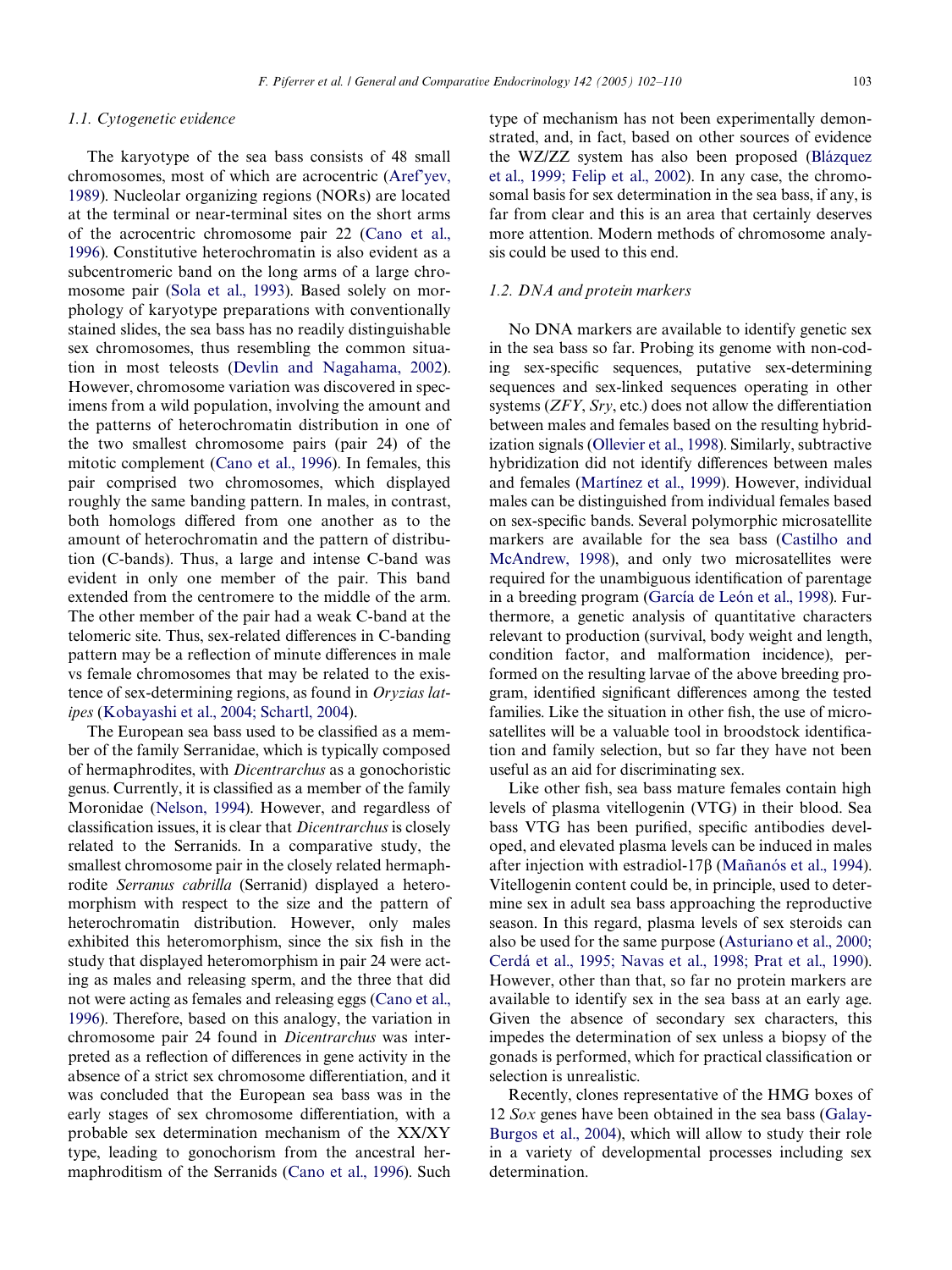### 1.1. Cytogenetic evidence

The karyotype of the sea bass consists of 48 small chromosomes, most of which are acrocentric (Aref'yev, 1989). Nucleolar organizing regions (NORs) are located at the terminal or near-terminal sites on the short arms of the acrocentric chromosome pair 22 (Cano et al., 1996). Constitutive heterochromatin is also evident as a subcentromeric band on the long arms of a large chromosome pair (Sola et al., 1993). Based solely on morphology of karyotype preparations with conventionally stained slides, the sea bass has no readily distinguishable sex chromosomes, thus resembling the common situation in most teleosts (Devlin and Nagahama, 2002). However, chromosome variation was discovered in specimens from a wild population, involving the amount and the patterns of heterochromatin distribution in one of the two smallest chromosome pairs (pair 24) of the mitotic complement (Cano et al., 1996). In females, this pair comprised two chromosomes, which displayed roughly the same banding pattern. In males, in contrast, both homologs differed from one another as to the amount of heterochromatin and the pattern of distribution (C-bands). Thus, a large and intense C-band was evident in only one member of the pair. This band extended from the centromere to the middle of the arm. The other member of the pair had a weak C-band at the telomeric site. Thus, sex-related differences in C-banding pattern may be a reflection of minute differences in male vs female chromosomes that may be related to the existence of sex-determining regions, as found in *Oryzias latipes* (Kobayashi et al., 2004; Schartl, 2004).

The European sea bass used to be classified as a member of the family Serranidae, which is typically composed of hermaphrodites, with *Dicentrarchus* as a gonochoristic genus. Currently, it is classified as a member of the family Moronidae (Nelson, 1994). However, and regardless of classification issues, it is clear that *Dicentrarchus* is closely related to the Serranids. In a comparative study, the smallest chromosome pair in the closely related hermaphrodite *Serranus cabrilla* (Serranid) displayed a heteromorphism with respect to the size and the pattern of heterochromatin distribution. However, only males exhibited this heteromorphism, since the six fish in the study that displayed heteromorphism in pair 24 were acting as males and releasing sperm, and the three that did not were acting as females and releasing eggs (Cano et al., 1996). Therefore, based on this analogy, the variation in chromosome pair 24 found in *Dicentrarchus* was interpreted as a reflection of differences in gene activity in the absence of a strict sex chromosome differentiation, and it was concluded that the European sea bass was in the early stages of sex chromosome differentiation, with a probable sex determination mechanism of the XX/XY type, leading to gonochorism from the ancestral hermaphroditism of the Serranids (Cano et al., 1996). Such type of mechanism has not been experimentally demonstrated, and, in fact, based on other sources of evidence the WZ/ZZ system has also been proposed (Blázquez et al., 1999; Felip et al., 2002). In any case, the chromosomal basis for sex determination in the sea bass, if any, is far from clear and this is an area that certainly deserves more attention. Modern methods of chromosome analysis could be used to this end.

### 1.2. DNA and protein markers

No DNA markers are available to identify genetic sex in the sea bass so far. Probing its genome with non-coding sex-specific sequences, putative sex-determining sequences and sex-linked sequences operating in other systems (*ZFY*, *Sry*, etc.) does not allow the differentiation between males and females based on the resulting hybridization signals (Ollevier et al., 1998). Similarly, subtractive hybridization did not identify differences between males and females (Martínez et al., 1999). However, individual males can be distinguished from individual females based on sex-specific bands. Several polymorphic microsatellite markers are available for the sea bass (Castilho and McAndrew, 1998), and only two microsatellites were required for the unambiguous identification of parentage in a breeding program (García de León et al., 1998). Furthermore, a genetic analysis of quantitative characters relevant to production (survival, body weight and length, condition factor, and malformation incidence), performed on the resulting larvae of the above breeding program, identified significant differences among the tested families. Like the situation in other fish, the use of microsatellites will be a valuable tool in broodstock identification and family selection, but so far they have not been useful as an aid for discriminating sex.

Like other fish, sea bass mature females contain high levels of plasma vitellogenin (VTG) in their blood. Sea bass VTG has been purified, specific antibodies developed, and elevated plasma levels can be induced in males after injection with estradiol-17β (Mañanós et al., 1994). Vitellogenin content could be, in principle, used to determine sex in adult sea bass approaching the reproductive season. In this regard, plasma levels of sex steroids can also be used for the same purpose (Asturiano et al., 2000; Cerdá et al., 1995; Navas et al., 1998; Prat et al., 1990). However, other than that, so far no protein markers are available to identify sex in the sea bass at an early age. Given the absence of secondary sex characters, this impedes the determination of sex unless a biopsy of the gonads is performed, which for practical classification or selection is unrealistic.

Recently, clones representative of the HMG boxes of 12 *Sox* genes have been obtained in the sea bass (Galay-Burgos et al., 2004), which will allow to study their role in a variety of developmental processes including sex determination.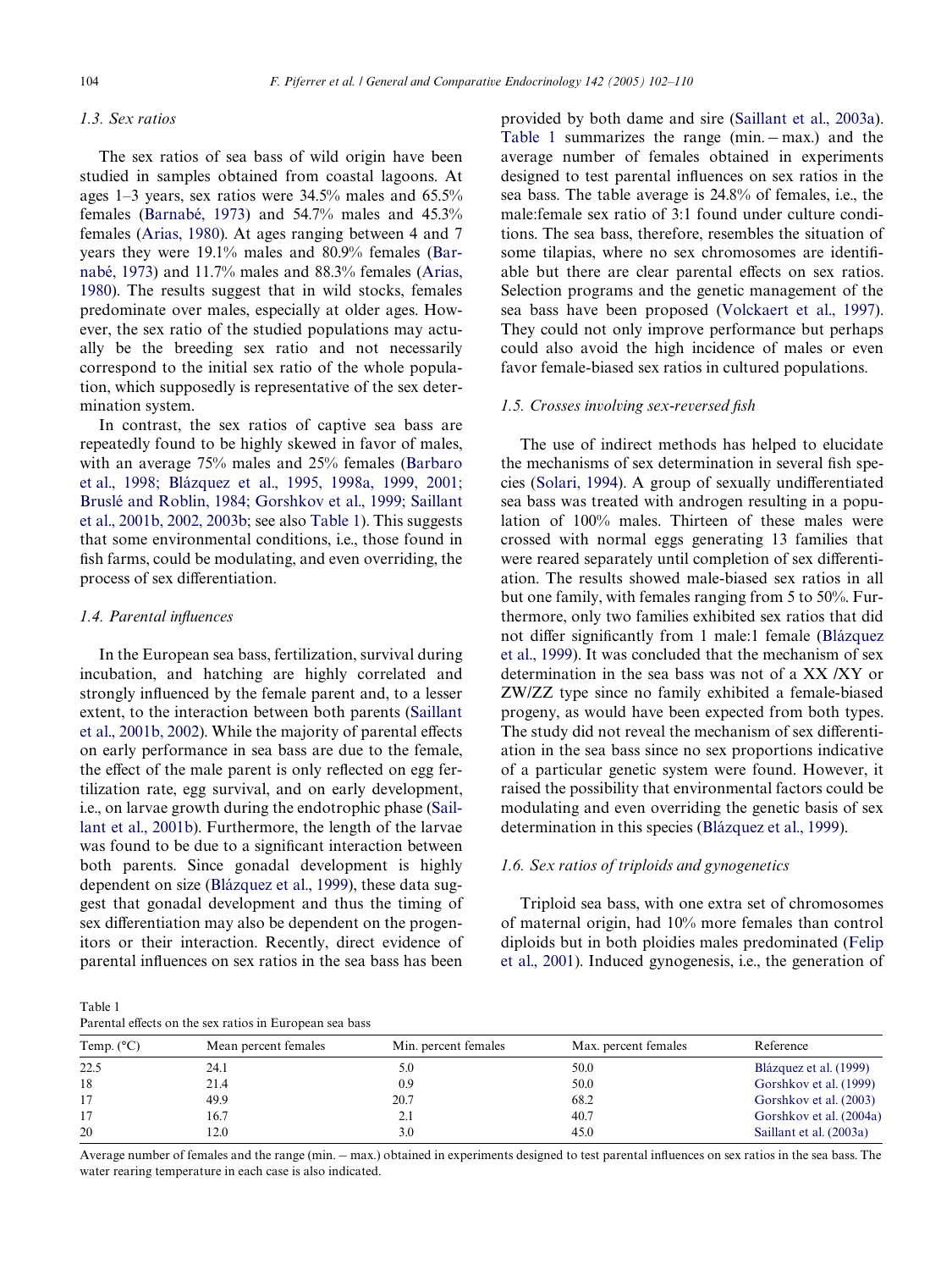### 1.3. Sex ratios

The sex ratios of sea bass of wild origin have been studied in samples obtained from coastal lagoons. At ages 1–3 years, sex ratios were 34.5% males and 65.5% females (Barnabé, 1973) and 54.7% males and 45.3% females (Arias, 1980). At ages ranging between 4 and 7 years they were 19.1% males and 80.9% females (Barnabé, 1973) and 11.7% males and 88.3% females (Arias, 1980). The results suggest that in wild stocks, females predominate over males, especially at older ages. However, the sex ratio of the studied populations may actually be the breeding sex ratio and not necessarily correspond to the initial sex ratio of the whole population, which supposedly is representative of the sex determination system.

In contrast, the sex ratios of captive sea bass are repeatedly found to be highly skewed in favor of males, with an average 75% males and 25% females (Barbaro et al., 1998; Blázquez et al., 1995, 1998a, 1999, 2001; Bruslé and Roblin, 1984; Gorshkov et al., 1999; Saillant et al., 2001b, 2002, 2003b; see also Table 1). This suggests that some environmental conditions, i.e., those found in fish farms, could be modulating, and even overriding, the process of sex differentiation.

### 1.4. Parental influences

In the European sea bass, fertilization, survival during incubation, and hatching are highly correlated and strongly influenced by the female parent and, to a lesser extent, to the interaction between both parents (Saillant et al., 2001b, 2002). While the majority of parental effects on early performance in sea bass are due to the female, the effect of the male parent is only reflected on egg fertilization rate, egg survival, and on early development, i.e., on larvae growth during the endotrophic phase (Saillant et al., 2001b). Furthermore, the length of the larvae was found to be due to a significant interaction between both parents. Since gonadal development is highly dependent on size (Blázquez et al., 1999), these data suggest that gonadal development and thus the timing of sex differentiation may also be dependent on the progenitors or their interaction. Recently, direct evidence of parental influences on sex ratios in the sea bass has been provided by both dame and sire (Saillant et al., 2003a). Table 1 summarizes the range (min. – max.) and the average number of females obtained in experiments designed to test parental influences on sex ratios in the sea bass. The table average is 24.8% of females, i.e., the male:female sex ratio of 3:1 found under culture conditions. The sea bass, therefore, resembles the situation of some tilapias, where no sex chromosomes are identifiable but there are clear parental effects on sex ratios. Selection programs and the genetic management of the sea bass have been proposed (Volckaert et al., 1997). They could not only improve performance but perhaps could also avoid the high incidence of males or even favor female-biased sex ratios in cultured populations.

### 1.5. Crosses involving sex-reversed fish

The use of indirect methods has helped to elucidate the mechanisms of sex determination in several fish species (Solari, 1994). A group of sexually undifferentiated sea bass was treated with androgen resulting in a population of 100% males. Thirteen of these males were crossed with normal eggs generating 13 families that were reared separately until completion of sex differentiation. The results showed male-biased sex ratios in all but one family, with females ranging from 5 to 50%. Furthermore, only two families exhibited sex ratios that did not differ significantly from 1 male:1 female (Blázquez et al., 1999). It was concluded that the mechanism of sex determination in the sea bass was not of a XX /XY or ZW/ZZ type since no family exhibited a female-biased progeny, as would have been expected from both types. The study did not reveal the mechanism of sex differentiation in the sea bass since no sex proportions indicative of a particular genetic system were found. However, it raised the possibility that environmental factors could be modulating and even overriding the genetic basis of sex determination in this species (Blázquez et al., 1999).

### 1.6. Sex ratios of triploids and gynogenetics

Triploid sea bass, with one extra set of chromosomes of maternal origin, had 10% more females than control diploids but in both ploidies males predominated (Felip et al., 2001). Induced gynogenesis, i.e., the generation of

Table 1
Parental effects on the sex ratios in European sea bass

| Temp. (°C) | Mean percent females | Min. percent females | Max. percent females | Reference |
|---|---|---|---|---|
| 22.5 | 24.1 | 5.0 | 50.0 | Blázquez et al. (1999) |
| 18 | 21.4 | 0.9 | 50.0 | Gorshkov et al. (1999) |
| 17 | 49.9 | 20.7 | 68.2 | Gorshkov et al. (2003) |
| 17 | 16.7 | 2.1 | 40.7 | Gorshkov et al. (2004a) |
| 20 | 12.0 | 3.0 | 45.0 | Saillant et al. (2003a) |

Average number of females and the range (min. – max.) obtained in experiments designed to test parental influences on sex ratios in the sea bass. The water rearing temperature in each case is also indicated.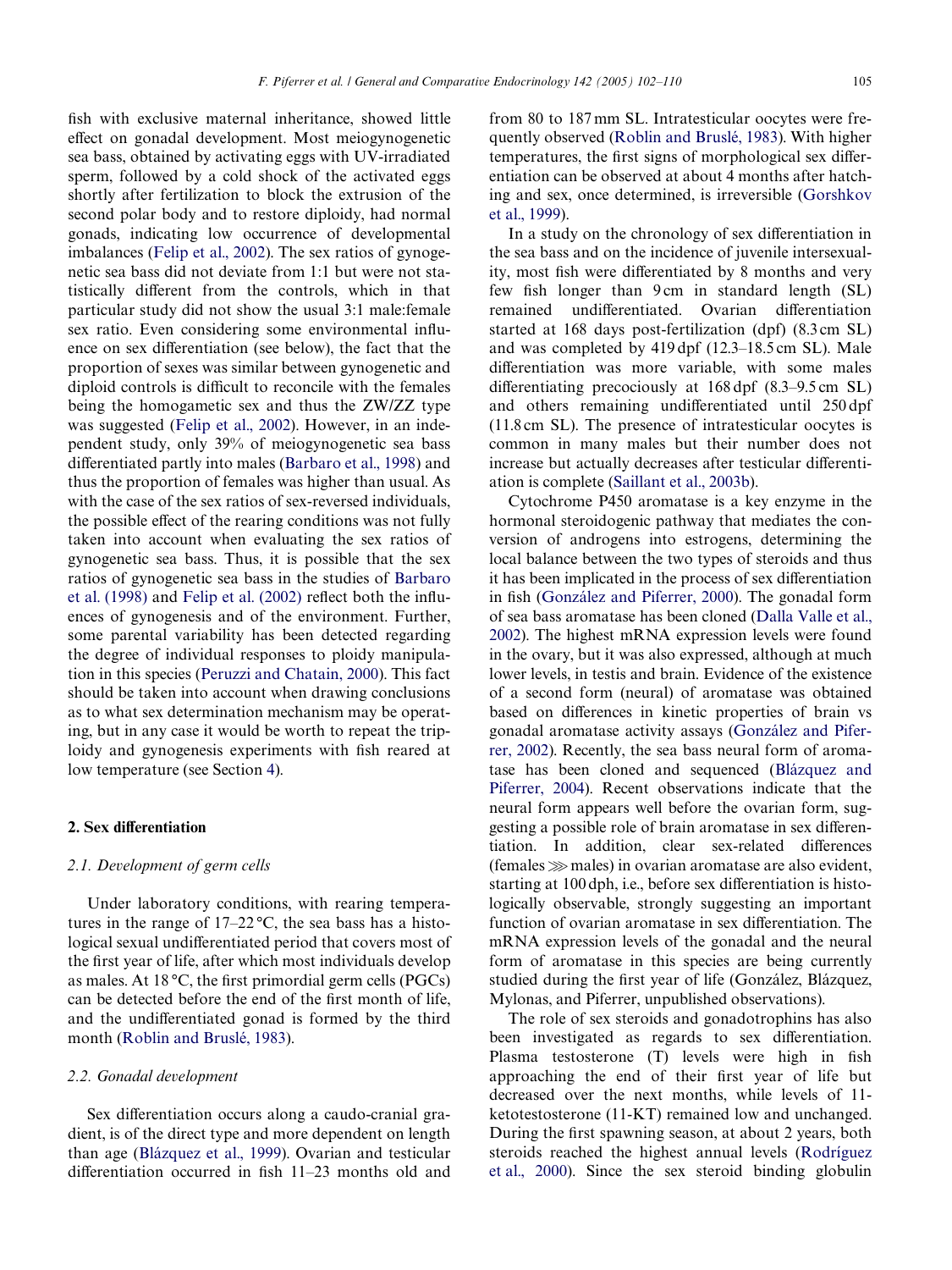fish with exclusive maternal inheritance, showed little effect on gonadal development. Most meiogynogenetic sea bass, obtained by activating eggs with UV-irradiated sperm, followed by a cold shock of the activated eggs shortly after fertilization to block the extrusion of the second polar body and to restore diploidy, had normal gonads, indicating low occurrence of developmental imbalances (Felip et al., 2002). The sex ratios of gynogenetic sea bass did not deviate from 1:1 but were not statistically different from the controls, which in that particular study did not show the usual 3:1 male:female sex ratio. Even considering some environmental influence on sex differentiation (see below), the fact that the proportion of sexes was similar between gynogenetic and diploid controls is difficult to reconcile with the females being the homogametic sex and thus the ZW/ZZ type was suggested (Felip et al., 2002). However, in an independent study, only 39% of meiogynogenetic sea bass differentiated partly into males (Barbaro et al., 1998) and thus the proportion of females was higher than usual. As with the case of the sex ratios of sex-reversed individuals, the possible effect of the rearing conditions was not fully taken into account when evaluating the sex ratios of gynogenetic sea bass. Thus, it is possible that the sex ratios of gynogenetic sea bass in the studies of Barbaro et al. (1998) and Felip et al. (2002) reflect both the influences of gynogenesis and of the environment. Further, some parental variability has been detected regarding the degree of individual responses to ploidy manipulation in this species (Peruzzi and Chatain, 2000). This fact should be taken into account when drawing conclusions as to what sex determination mechanism may be operating, but in any case it would be worth to repeat the triploidy and gynogenesis experiments with fish reared at low temperature (see Section 4).

## 2. Sex differentiation

### 2.1. Development of germ cells

Under laboratory conditions, with rearing temperatures in the range of 17–22 °C, the sea bass has a histological sexual undifferentiated period that covers most of the first year of life, after which most individuals develop as males. At 18 °C, the first primordial germ cells (PGCs) can be detected before the end of the first month of life, and the undifferentiated gonad is formed by the third month (Roblin and Bruslé, 1983).

### 2.2. Gonadal development

Sex differentiation occurs along a caudo-cranial gradient, is of the direct type and more dependent on length than age (Blázquez et al., 1999). Ovarian and testicular differentiation occurred in fish 11–23 months old and from 80 to 187 mm SL. Intratesticular oocytes were frequently observed (Roblin and Bruslé, 1983). With higher temperatures, the first signs of morphological sex differentiation can be observed at about 4 months after hatching and sex, once determined, is irreversible (Gorshkov et al., 1999).

In a study on the chronology of sex differentiation in the sea bass and on the incidence of juvenile intersexuality, most fish were differentiated by 8 months and very few fish longer than 9 cm in standard length (SL) remained undifferentiated. Ovarian differentiation started at 168 days post-fertilization (dpf) (8.3 cm SL) and was completed by 419 dpf (12.3–18.5 cm SL). Male differentiation was more variable, with some males differentiating precociously at 168 dpf (8.3–9.5 cm SL) and others remaining undifferentiated until 250 dpf (11.8 cm SL). The presence of intratesticular oocytes is common in many males but their number does not increase but actually decreases after testicular differentiation is complete (Saillant et al., 2003b).

Cytochrome P450 aromatase is a key enzyme in the hormonal steroidogenic pathway that mediates the conversion of androgens into estrogens, determining the local balance between the two types of steroids and thus it has been implicated in the process of sex differentiation in fish (González and Piferrer, 2000). The gonadal form of sea bass aromatase has been cloned (Dalla Valle et al., 2002). The highest mRNA expression levels were found in the ovary, but it was also expressed, although at much lower levels, in testis and brain. Evidence of the existence of a second form (neural) of aromatase was obtained based on differences in kinetic properties of brain vs gonadal aromatase activity assays (González and Piferrer, 2002). Recently, the sea bass neural form of aromatase has been cloned and sequenced (Blázquez and Piferrer, 2004). Recent observations indicate that the neural form appears well before the ovarian form, suggesting a possible role of brain aromatase in sex differentiation. In addition, clear sex-related differences (females ⋙ males) in ovarian aromatase are also evident, starting at 100 dph, i.e., before sex differentiation is histologically observable, strongly suggesting an important function of ovarian aromatase in sex differentiation. The mRNA expression levels of the gonadal and the neural form of aromatase in this species are being currently studied during the first year of life (González, Blázquez, Mylonas, and Piferrer, unpublished observations).

The role of sex steroids and gonadotrophins has also been investigated as regards to sex differentiation. Plasma testosterone (T) levels were high in fish approaching the end of their first year of life but decreased over the next months, while levels of 11-ketotestosterone (11-KT) remained low and unchanged. During the first spawning season, at about 2 years, both steroids reached the highest annual levels (Rodríguez et al., 2000). Since the sex steroid binding globulin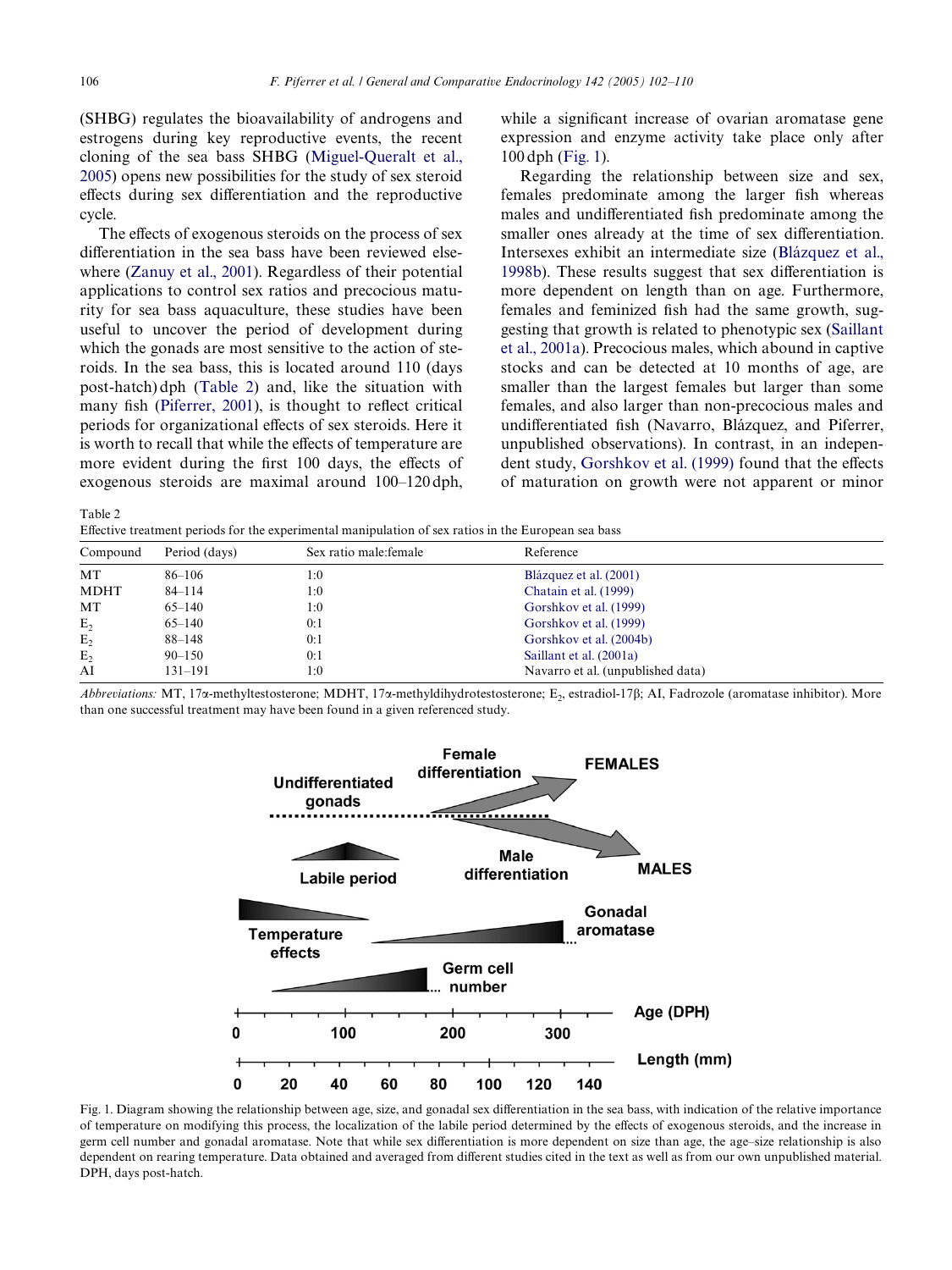(SHBG) regulates the bioavailability of androgens and estrogens during key reproductive events, the recent cloning of the sea bass SHBG (Miguel-Queralt et al., 2005) opens new possibilities for the study of sex steroid effects during sex differentiation and the reproductive cycle.

The effects of exogenous steroids on the process of sex differentiation in the sea bass have been reviewed elsewhere (Zanuy et al., 2001). Regardless of their potential applications to control sex ratios and precocious maturity for sea bass aquaculture, these studies have been useful to uncover the period of development during which the gonads are most sensitive to the action of steroids. In the sea bass, this is located around 110 (days post-hatch) dph (Table 2) and, like the situation with many fish (Piferrer, 2001), is thought to reflect critical periods for organizational effects of sex steroids. Here it is worth to recall that while the effects of temperature are more evident during the first 100 days, the effects of exogenous steroids are maximal around 100–120 dph, while a significant increase of ovarian aromatase gene expression and enzyme activity take place only after 100 dph (Fig. 1).

Regarding the relationship between size and sex, females predominate among the larger fish whereas males and undifferentiated fish predominate among the smaller ones already at the time of sex differentiation. Intersexes exhibit an intermediate size (Blázquez et al., 1998b). These results suggest that sex differentiation is more dependent on length than on age. Furthermore, females and feminized fish had the same growth, suggesting that growth is related to phenotypic sex (Saillant et al., 2001a). Precocious males, which abound in captive stocks and can be detected at 10 months of age, are smaller than the largest females but larger than some females, and also larger than non-precocious males and undifferentiated fish (Navarro, Blázquez, and Piferrer, unpublished observations). In contrast, in an independent study, Gorshkov et al. (1999) found that the effects of maturation on growth were not apparent or minor

Table 2
Effective treatment periods for the experimental manipulation of sex ratios in the European sea bass

| Compound | Period (days) | Sex ratio male:female | Reference |
|---|---|---|---|
| MT | 86–106 | 1:0 | Blázquez et al. (2001) |
| MDHT | 84–114 | 1:0 | Chatain et al. (1999) |
| MT | 65–140 | 1:0 | Gorshkov et al. (1999) |
| $E_2$ | 65–140 | 0:1 | Gorshkov et al. (1999) |
| $E_2$ | 88–148 | 0:1 | Gorshkov et al. (2004b) |
| $E_2$ | 90–150 | 0:1 | Saillant et al. (2001a) |
| AI | 131–191 | 1:0 | Navarro et al. (unpublished data) |

*Abbreviations:* MT, 17α-methyltestosterone; MDHT, 17α-methyldihydrotestosterone; $E_2$, estradiol-17β; AI, Fadrozole (aromatase inhibitor). More than one successful treatment may have been found in a given referenced study.

Fig. 1. Diagram showing the relationship between age, size, and gonadal sex differentiation in the sea bass, with indication of the relative importance of temperature on modifying this process, the localization of the labile period determined by the effects of exogenous steroids, and the increase in germ cell number and gonadal aromatase. Note that while sex differentiation is more dependent on size than age, the age–size relationship is also dependent on rearing temperature. Data obtained and averaged from different studies cited in the text as well as from our own unpublished material. DPH, days post-hatch.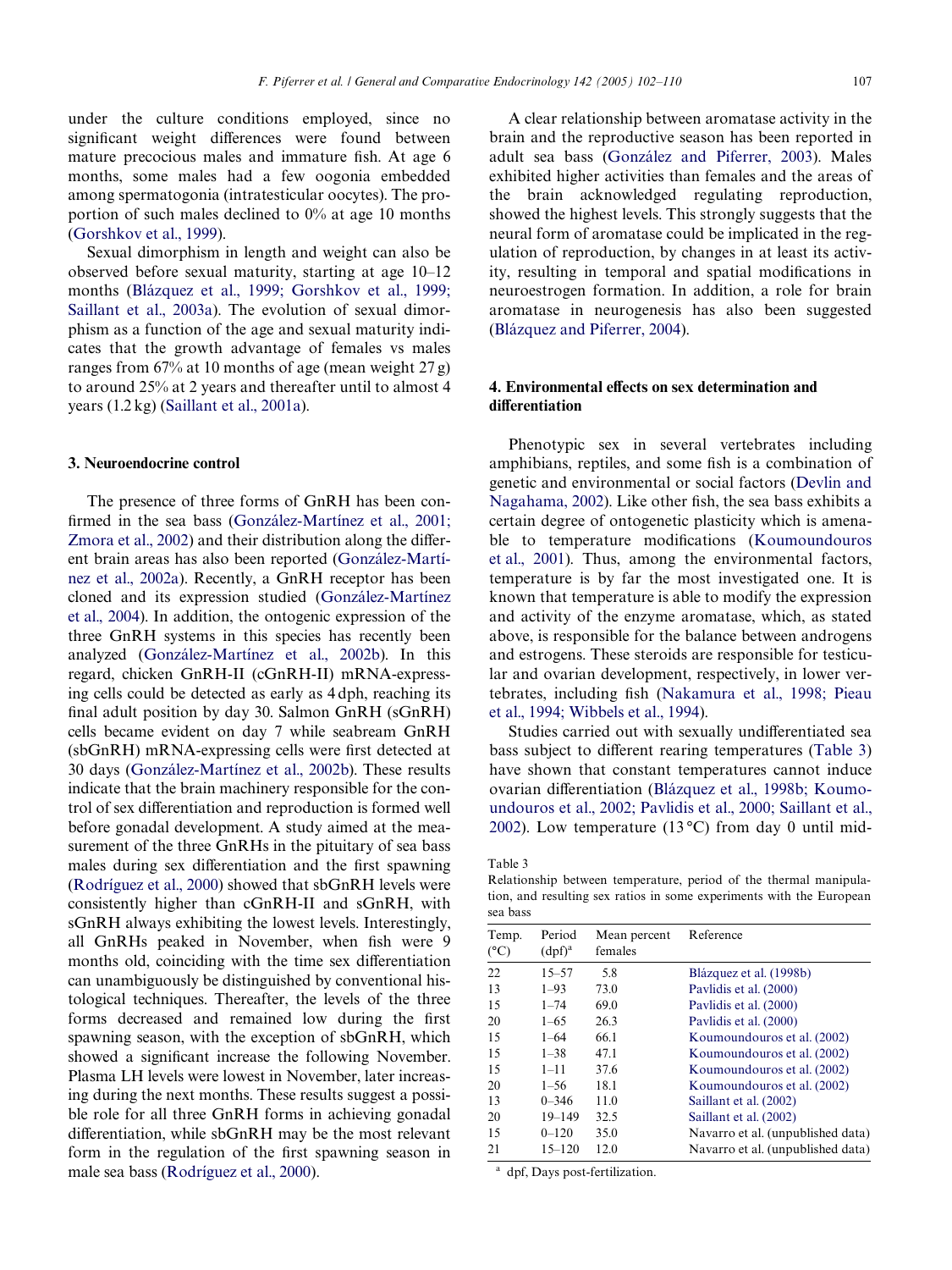under the culture conditions employed, since no significant weight differences were found between mature precocious males and immature fish. At age 6 months, some males had a few oogonia embedded among spermatogonia (intratesticular oocytes). The proportion of such males declined to 0% at age 10 months (Gorshkov et al., 1999).

Sexual dimorphism in length and weight can also be observed before sexual maturity, starting at age 10–12 months (Blázquez et al., 1999; Gorshkov et al., 1999; Saillant et al., 2003a). The evolution of sexual dimorphism as a function of the age and sexual maturity indicates that the growth advantage of females vs males ranges from 67% at 10 months of age (mean weight 27 g) to around 25% at 2 years and thereafter until to almost 4 years (1.2 kg) (Saillant et al., 2001a).

## 3. Neuroendocrine control

The presence of three forms of GnRH has been confirmed in the sea bass (González-Martínez et al., 2001; Zmora et al., 2002) and their distribution along the different brain areas has also been reported (González-Martínez et al., 2002a). Recently, a GnRH receptor has been cloned and its expression studied (González-Martínez et al., 2004). In addition, the ontogenic expression of the three GnRH systems in this species has recently been analyzed (González-Martínez et al., 2002b). In this regard, chicken GnRH-II (cGnRH-II) mRNA-expressing cells could be detected as early as 4 dph, reaching its final adult position by day 30. Salmon GnRH (sGnRH) cells became evident on day 7 while seabream GnRH (sbGnRH) mRNA-expressing cells were first detected at 30 days (González-Martínez et al., 2002b). These results indicate that the brain machinery responsible for the control of sex differentiation and reproduction is formed well before gonadal development. A study aimed at the measurement of the three GnRHs in the pituitary of sea bass males during sex differentiation and the first spawning (Rodríguez et al., 2000) showed that sbGnRH levels were consistently higher than cGnRH-II and sGnRH, with sGnRH always exhibiting the lowest levels. Interestingly, all GnRHs peaked in November, when fish were 9 months old, coinciding with the time sex differentiation can unambiguously be distinguished by conventional histological techniques. Thereafter, the levels of the three forms decreased and remained low during the first spawning season, with the exception of sbGnRH, which showed a significant increase the following November. Plasma LH levels were lowest in November, later increasing during the next months. These results suggest a possible role for all three GnRH forms in achieving gonadal differentiation, while sbGnRH may be the most relevant form in the regulation of the first spawning season in male sea bass (Rodríguez et al., 2000).

A clear relationship between aromatase activity in the brain and the reproductive season has been reported in adult sea bass (González and Piferrer, 2003). Males exhibited higher activities than females and the areas of the brain acknowledged regulating reproduction, showed the highest levels. This strongly suggests that the neural form of aromatase could be implicated in the regulation of reproduction, by changes in at least its activity, resulting in temporal and spatial modifications in neuroestrogen formation. In addition, a role for brain aromatase in neurogenesis has also been suggested (Blázquez and Piferrer, 2004).

## 4. Environmental effects on sex determination and differentiation

Phenotypic sex in several vertebrates including amphibians, reptiles, and some fish is a combination of genetic and environmental or social factors (Devlin and Nagahama, 2002). Like other fish, the sea bass exhibits a certain degree of ontogenetic plasticity which is amenable to temperature modifications (Koumoundouros et al., 2001). Thus, among the environmental factors, temperature is by far the most investigated one. It is known that temperature is able to modify the expression and activity of the enzyme aromatase, which, as stated above, is responsible for the balance between androgens and estrogens. These steroids are responsible for testicular and ovarian development, respectively, in lower vertebrates, including fish (Nakamura et al., 1998; Pieau et al., 1994; Wibbels et al., 1994).

Studies carried out with sexually undifferentiated sea bass subject to different rearing temperatures (Table 3) have shown that constant temperatures cannot induce ovarian differentiation (Blázquez et al., 1998b; Koumoundouros et al., 2002; Pavlidis et al., 2000; Saillant et al., 2002). Low temperature (13 °C) from day 0 until mid-

Table 3
Relationship between temperature, period of the thermal manipulation, and resulting sex ratios in some experiments with the European sea bass

| Temp. (°C) | Period (dpf)[a] | Mean percent females | Reference |
|---|---|---|---|
| 22 | 15–57 | 5.8 | Blázquez et al. (1998b) |
| 13 | 1–93 | 73.0 | Pavlidis et al. (2000) |
| 15 | 1–74 | 69.0 | Pavlidis et al. (2000) |
| 20 | 1–65 | 26.3 | Pavlidis et al. (2000) |
| 15 | 1–64 | 66.1 | Koumoundouros et al. (2002) |
| 15 | 1–38 | 47.1 | Koumoundouros et al. (2002) |
| 15 | 1–11 | 37.6 | Koumoundouros et al. (2002) |
| 20 | 1–56 | 18.1 | Koumoundouros et al. (2002) |
| 13 | 0–346 | 11.0 | Saillant et al. (2002) |
| 20 | 19–149 | 32.5 | Saillant et al. (2002) |
| 15 | 0–120 | 35.0 | Navarro et al. (unpublished data) |
| 21 | 15–120 | 12.0 | Navarro et al. (unpublished data) |

[a] dpf, Days post-fertilization.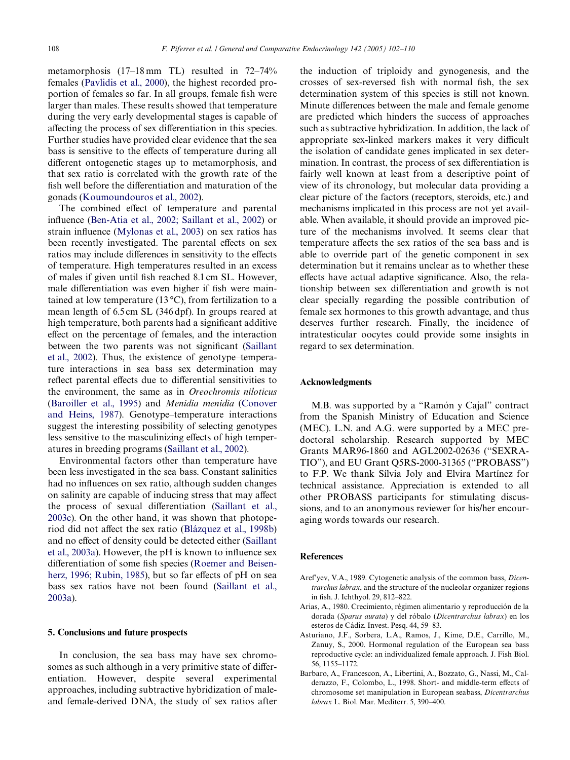metamorphosis (17–18 mm TL) resulted in 72–74% females (Pavlidis et al., 2000), the highest recorded proportion of females so far. In all groups, female fish were larger than males. These results showed that temperature during the very early developmental stages is capable of affecting the process of sex differentiation in this species. Further studies have provided clear evidence that the sea bass is sensitive to the effects of temperature during all different ontogenetic stages up to metamorphosis, and that sex ratio is correlated with the growth rate of the fish well before the differentiation and maturation of the gonads (Koumoundouros et al., 2002).

The combined effect of temperature and parental influence (Ben-Atia et al., 2002; Saillant et al., 2002) or strain influence (Mylonas et al., 2003) on sex ratios has been recently investigated. The parental effects on sex ratios may include differences in sensitivity to the effects of temperature. High temperatures resulted in an excess of males if given until fish reached 8.1 cm SL. However, male differentiation was even higher if fish were maintained at low temperature (13 °C), from fertilization to a mean length of 6.5 cm SL (346 dpf). In groups reared at high temperature, both parents had a significant additive effect on the percentage of females, and the interaction between the two parents was not significant (Saillant et al., 2002). Thus, the existence of genotype–temperature interactions in sea bass sex determination may reflect parental effects due to differential sensitivities to the environment, the same as in *Oreochromis niloticus* (Baroiller et al., 1995) and *Menidia menidia* (Conover and Heins, 1987). Genotype–temperature interactions suggest the interesting possibility of selecting genotypes less sensitive to the masculinizing effects of high temperatures in breeding programs (Saillant et al., 2002).

Environmental factors other than temperature have been less investigated in the sea bass. Constant salinities had no influences on sex ratio, although sudden changes on salinity are capable of inducing stress that may affect the process of sexual differentiation (Saillant et al., 2003c). On the other hand, it was shown that photoperiod did not affect the sex ratio (Blázquez et al., 1998b) and no effect of density could be detected either (Saillant et al., 2003a). However, the pH is known to influence sex differentiation of some fish species (Roemer and Beisenherz, 1996; Rubin, 1985), but so far effects of pH on sea bass sex ratios have not been found (Saillant et al., 2003a).

## 5. Conclusions and future prospects

In conclusion, the sea bass may have sex chromosomes as such although in a very primitive state of differentiation. However, despite several experimental approaches, including subtractive hybridization of male- and female-derived DNA, the study of sex ratios after the induction of triploidy and gynogenesis, and the crosses of sex-reversed fish with normal fish, the sex determination system of this species is still not known. Minute differences between the male and female genome are predicted which hinders the success of approaches such as subtractive hybridization. In addition, the lack of appropriate sex-linked markers makes it very difficult the isolation of candidate genes implicated in sex determination. In contrast, the process of sex differentiation is fairly well known at least from a descriptive point of view of its chronology, but molecular data providing a clear picture of the factors (receptors, steroids, etc.) and mechanisms implicated in this process are not yet available. When available, it should provide an improved picture of the mechanisms involved. It seems clear that temperature affects the sex ratios of the sea bass and is able to override part of the genetic component in sex determination but it remains unclear as to whether these effects have actual adaptive significance. Also, the relationship between sex differentiation and growth is not clear specially regarding the possible contribution of female sex hormones to this growth advantage, and thus deserves further research. Finally, the incidence of intratesticular oocytes could provide some insights in regard to sex determination.

## Acknowledgments

M.B. was supported by a "Ramón y Cajal" contract from the Spanish Ministry of Education and Science (MEC). L.N. and A.G. were supported by a MEC predoctoral scholarship. Research supported by MEC Grants MAR96-1860 and AGL2002-02636 ("SEXRATIO"), and EU Grant Q5RS-2000-31365 ("PROBASS") to F.P. We thank Sílvia Joly and Elvira Martínez for technical assistance. Appreciation is extended to all other PROBASS participants for stimulating discussions, and to an anonymous reviewer for his/her encouraging words towards our research.

## References

Aref'yev, V.A., 1989. Cytogenetic analysis of the common bass, *Dicentrarchus labrax*, and the structure of the nucleolar organizer regions in fish. J. Ichthyol. 29, 812–822.

Arias, A., 1980. Crecimiento, régimen alimentario y reproducción de la dorada (*Sparus aurata*) y del róbalo (*Dicentrarchus labrax*) en los esteros de Cádiz. Invest. Pesq. 44, 59–83.

Asturiano, J.F., Sorbera, L.A., Ramos, J., Kime, D.E., Carrillo, M., Zanuy, S., 2000. Hormonal regulation of the European sea bass reproductive cycle: an individualized female approach. J. Fish Biol. 56, 1155–1172.

Barbaro, A., Francescon, A., Libertini, A., Bozzato, G., Nassi, M., Calderazzo, F., Colombo, L., 1998. Short- and middle-term effects of chromosome set manipulation in European seabass, *Dicentrarchus labrax* L. Biol. Mar. Mediterr. 5, 390–400.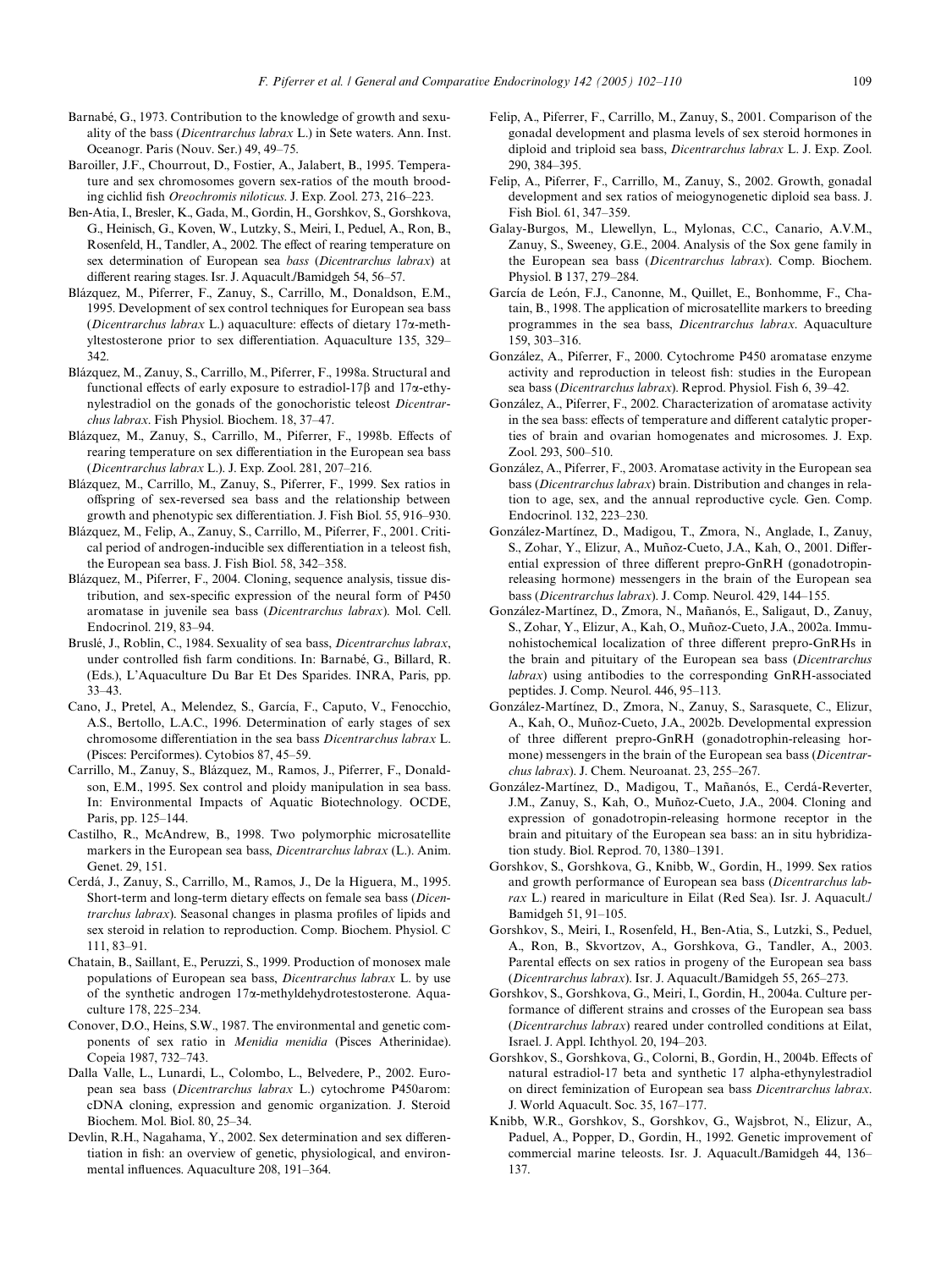Barnabé, G., 1973. Contribution to the knowledge of growth and sexuality of the bass (*Dicentrarchus labrax* L.) in Sete waters. Ann. Inst. Oceanogr. Paris (Nouv. Ser.) 49, 49–75.

Baroiller, J.F., Chourrout, D., Fostier, A., Jalabert, B., 1995. Temperature and sex chromosomes govern sex-ratios of the mouth brooding cichlid fish *Oreochromis niloticus*. J. Exp. Zool. 273, 216–223.

Ben-Atia, I., Bresler, K., Gada, M., Gordin, H., Gorshkov, S., Gorshkova, G., Heinisch, G., Koven, W., Lutzky, S., Meiri, I., Peduel, A., Ron, B., Rosenfeld, H., Tandler, A., 2002. The effect of rearing temperature on sex determination of European sea *bass* (*Dicentrarchus labrax*) at different rearing stages. Isr. J. Aquacult./Bamidgeh 54, 56–57.

Blázquez, M., Piferrer, F., Zanuy, S., Carrillo, M., Donaldson, E.M., 1995. Development of sex control techniques for European sea bass (*Dicentrarchus labrax* L.) aquaculture: effects of dietary 17α-methyltestosterone prior to sex differentiation. Aquaculture 135, 329–342.

Blázquez, M., Zanuy, S., Carrillo, M., Piferrer, F., 1998a. Structural and functional effects of early exposure to estradiol-17β and 17α-ethynylestradiol on the gonads of the gonochoristic teleost *Dicentrarchus labrax*. Fish Physiol. Biochem. 18, 37–47.

Blázquez, M., Zanuy, S., Carrillo, M., Piferrer, F., 1998b. Effects of rearing temperature on sex differentiation in the European sea bass (*Dicentrarchus labrax* L.). J. Exp. Zool. 281, 207–216.

Blázquez, M., Carrillo, M., Zanuy, S., Piferrer, F., 1999. Sex ratios in offspring of sex-reversed sea bass and the relationship between growth and phenotypic sex differentiation. J. Fish Biol. 55, 916–930.

Blázquez, M., Felip, A., Zanuy, S., Carrillo, M., Piferrer, F., 2001. Critical period of androgen-inducible sex differentiation in a teleost fish, the European sea bass. J. Fish Biol. 58, 342–358.

Blázquez, M., Piferrer, F., 2004. Cloning, sequence analysis, tissue distribution, and sex-specific expression of the neural form of P450 aromatase in juvenile sea bass (*Dicentrarchus labrax*). Mol. Cell. Endocrinol. 219, 83–94.

Bruslé, J., Roblin, C., 1984. Sexuality of sea bass, *Dicentrarchus labrax*, under controlled fish farm conditions. In: Barnabé, G., Billard, R. (Eds.), L'Aquaculture Du Bar Et Des Sparides. INRA, Paris, pp. 33–43.

Cano, J., Pretel, A., Melendez, S., García, F., Caputo, V., Fenocchio, A.S., Bertollo, L.A.C., 1996. Determination of early stages of sex chromosome differentiation in the sea bass *Dicentrarchus labrax* L. (Pisces: Perciformes). Cytobios 87, 45–59.

Carrillo, M., Zanuy, S., Blázquez, M., Ramos, J., Piferrer, F., Donaldson, E.M., 1995. Sex control and ploidy manipulation in sea bass. In: Environmental Impacts of Aquatic Biotechnology. OCDE, Paris, pp. 125–144.

Castilho, R., McAndrew, B., 1998. Two polymorphic microsatellite markers in the European sea bass, *Dicentrarchus labrax* (L.). Anim. Genet. 29, 151.

Cerdá, J., Zanuy, S., Carrillo, M., Ramos, J., De la Higuera, M., 1995. Short-term and long-term dietary effects on female sea bass (*Dicentrarchus labrax*). Seasonal changes in plasma profiles of lipids and sex steroid in relation to reproduction. Comp. Biochem. Physiol. C 111, 83–91.

Chatain, B., Saillant, E., Peruzzi, S., 1999. Production of monosex male populations of European sea bass, *Dicentrarchus labrax* L. by use of the synthetic androgen 17α-methyldehydrotestosterone. Aquaculture 178, 225–234.

Conover, D.O., Heins, S.W., 1987. The environmental and genetic components of sex ratio in *Menidia menidia* (Pisces Atherinidae). Copeia 1987, 732–743.

Dalla Valle, L., Lunardi, L., Colombo, L., Belvedere, P., 2002. European sea bass (*Dicentrarchus labrax* L.) cytochrome P450arom: cDNA cloning, expression and genomic organization. J. Steroid Biochem. Mol. Biol. 80, 25–34.

Devlin, R.H., Nagahama, Y., 2002. Sex determination and sex differentiation in fish: an overview of genetic, physiological, and environmental influences. Aquaculture 208, 191–364.

Felip, A., Piferrer, F., Carrillo, M., Zanuy, S., 2001. Comparison of the gonadal development and plasma levels of sex steroid hormones in diploid and triploid sea bass, *Dicentrarchus labrax* L. J. Exp. Zool. 290, 384–395.

Felip, A., Piferrer, F., Carrillo, M., Zanuy, S., 2002. Growth, gonadal development and sex ratios of meiogynogenetic diploid sea bass. J. Fish Biol. 61, 347–359.

Galay-Burgos, M., Llewellyn, L., Mylonas, C.C., Canario, A.V.M., Zanuy, S., Sweeney, G.E., 2004. Analysis of the Sox gene family in the European sea bass (*Dicentrarchus labrax*). Comp. Biochem. Physiol. B 137, 279–284.

García de León, F.J., Canonne, M., Quillet, E., Bonhomme, F., Chatain, B., 1998. The application of microsatellite markers to breeding programmes in the sea bass, *Dicentrarchus labrax*. Aquaculture 159, 303–316.

González, A., Piferrer, F., 2000. Cytochrome P450 aromatase enzyme activity and reproduction in teleost fish: studies in the European sea bass (*Dicentrarchus labrax*). Reprod. Physiol. Fish 6, 39–42.

González, A., Piferrer, F., 2002. Characterization of aromatase activity in the sea bass: effects of temperature and different catalytic properties of brain and ovarian homogenates and microsomes. J. Exp. Zool. 293, 500–510.

González, A., Piferrer, F., 2003. Aromatase activity in the European sea bass (*Dicentrarchus labrax*) brain. Distribution and changes in relation to age, sex, and the annual reproductive cycle. Gen. Comp. Endocrinol. 132, 223–230.

González-Martínez, D., Madigou, T., Zmora, N., Anglade, I., Zanuy, S., Zohar, Y., Elizur, A., Muñoz-Cueto, J.A., Kah, O., 2001. Differential expression of three different prepro-GnRH (gonadotropin-releasing hormone) messengers in the brain of the European sea bass (*Dicentrarchus labrax*). J. Comp. Neurol. 429, 144–155.

González-Martínez, D., Zmora, N., Mañanós, E., Saligaut, D., Zanuy, S., Zohar, Y., Elizur, A., Kah, O., Muñoz-Cueto, J.A., 2002a. Immunohistochemical localization of three different prepro-GnRHs in the brain and pituitary of the European sea bass (*Dicentrarchus labrax*) using antibodies to the corresponding GnRH-associated peptides. J. Comp. Neurol. 446, 95–113.

González-Martínez, D., Zmora, N., Zanuy, S., Sarasquete, C., Elizur, A., Kah, O., Muñoz-Cueto, J.A., 2002b. Developmental expression of three different prepro-GnRH (gonadotrophin-releasing hormone) messengers in the brain of the European sea bass (*Dicentrarchus labrax*). J. Chem. Neuroanat. 23, 255–267.

González-Martínez, D., Madigou, T., Mañanós, E., Cerdá-Reverter, J.M., Zanuy, S., Kah, O., Muñoz-Cueto, J.A., 2004. Cloning and expression of gonadotropin-releasing hormone receptor in the brain and pituitary of the European sea bass: an in situ hybridization study. Biol. Reprod. 70, 1380–1391.

Gorshkov, S., Gorshkova, G., Knibb, W., Gordin, H., 1999. Sex ratios and growth performance of European sea bass (*Dicentrarchus labrax* L.) reared in mariculture in Eilat (Red Sea). Isr. J. Aquacult./Bamidgeh 51, 91–105.

Gorshkov, S., Meiri, I., Rosenfeld, H., Ben-Atia, S., Lutzki, S., Peduel, A., Ron, B., Skvortzov, A., Gorshkova, G., Tandler, A., 2003. Parental effects on sex ratios in progeny of the European sea bass (*Dicentrarchus labrax*). Isr. J. Aquacult./Bamidgeh 55, 265–273.

Gorshkov, S., Gorshkova, G., Meiri, I., Gordin, H., 2004a. Culture performance of different strains and crosses of the European sea bass (*Dicentrarchus labrax*) reared under controlled conditions at Eilat, Israel. J. Appl. Ichthyol. 20, 194–203.

Gorshkov, S., Gorshkova, G., Colorni, B., Gordin, H., 2004b. Effects of natural estradiol-17 beta and synthetic 17 alpha-ethynylestradiol on direct feminization of European sea bass *Dicentrarchus labrax*. J. World Aquacult. Soc. 35, 167–177.

Knibb, W.R., Gorshkov, S., Gorshkov, G., Wajsbrot, N., Elizur, A., Paduel, A., Popper, D., Gordin, H., 1992. Genetic improvement of commercial marine teleosts. Isr. J. Aquacult./Bamidgeh 44, 136–137.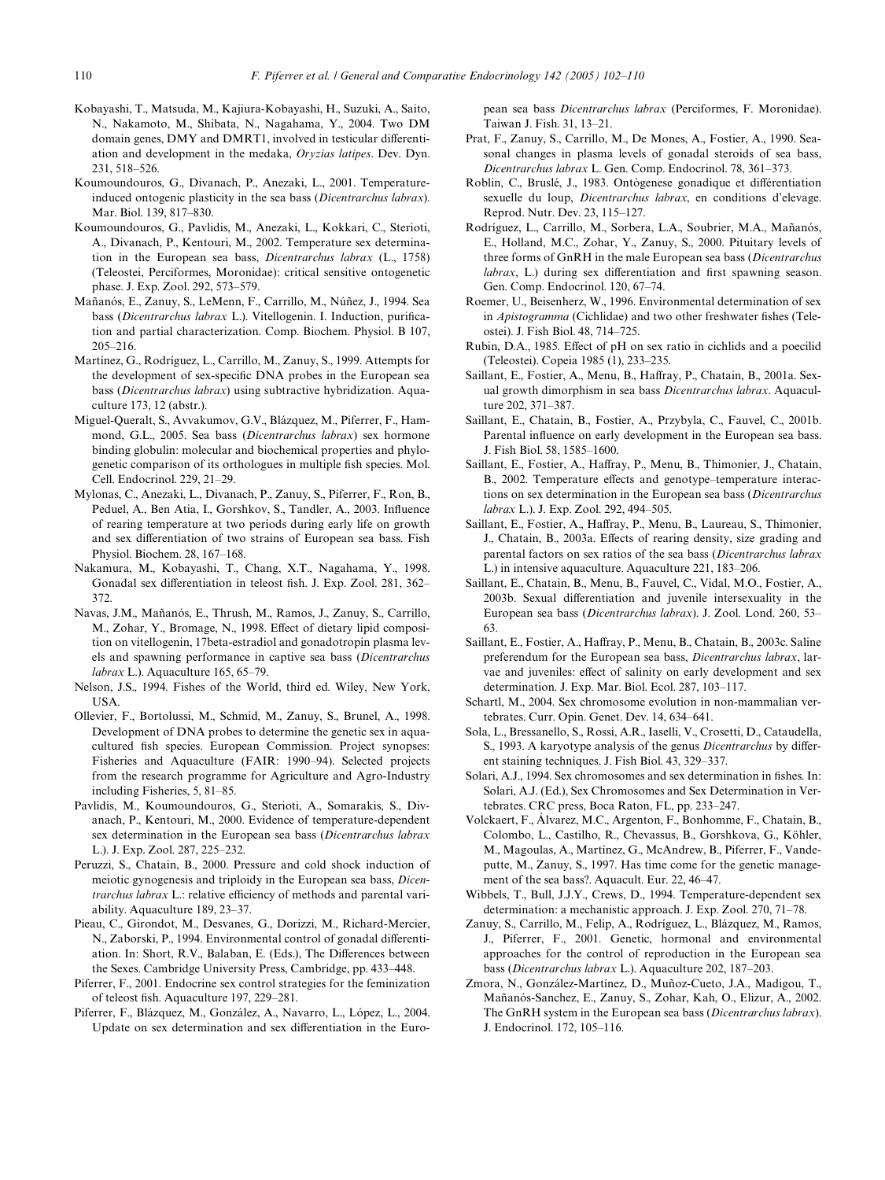Kobayashi, T., Matsuda, M., Kajiura-Kobayashi, H., Suzuki, A., Saito, N., Nakamoto, M., Shibata, N., Nagahama, Y., 2004. Two DM domain genes, DMY and DMRT1, involved in testicular differentiation and development in the medaka, *Oryzias latipes*. Dev. Dyn. 231, 518–526.

Koumoundouros, G., Divanach, P., Anezaki, L., 2001. Temperature-induced ontogenic plasticity in the sea bass (*Dicentrarchus labrax*). Mar. Biol. 139, 817–830.

Koumoundouros, G., Pavlidis, M., Anezaki, L., Kokkari, C., Sterioti, A., Divanach, P., Kentouri, M., 2002. Temperature sex determination in the European sea bass, *Dicentrarchus labrax* (L., 1758) (Teleostei, Perciformes, Moronidae): critical sensitive ontogenetic phase. J. Exp. Zool. 292, 573–579.

Mañanós, E., Zanuy, S., LeMenn, F., Carrillo, M., Núñez, J., 1994. Sea bass (*Dicentrarchus labrax* L.). Vitellogenin. I. Induction, purification and partial characterization. Comp. Biochem. Physiol. B 107, 205–216.

Martínez, G., Rodríguez, L., Carrillo, M., Zanuy, S., 1999. Attempts for the development of sex-specific DNA probes in the European sea bass (*Dicentrarchus labrax*) using subtractive hybridization. Aquaculture 173, 12 (abstr.).

Miguel-Queralt, S., Avvakumov, G.V., Blázquez, M., Piferrer, F., Hammond, G.L., 2005. Sea bass (*Dicentrarchus labrax*) sex hormone binding globulin: molecular and biochemical properties and phylogenetic comparison of its orthologues in multiple fish species. Mol. Cell. Endocrinol. 229, 21–29.

Mylonas, C., Anezaki, L., Divanach, P., Zanuy, S., Piferrer, F., Ron, B., Peduel, A., Ben Atia, I., Gorshkov, S., Tandler, A., 2003. Influence of rearing temperature at two periods during early life on growth and sex differentiation of two strains of European sea bass. Fish Physiol. Biochem. 28, 167–168.

Nakamura, M., Kobayashi, T., Chang, X.T., Nagahama, Y., 1998. Gonadal sex differentiation in teleost fish. J. Exp. Zool. 281, 362–372.

Navas, J.M., Mañanós, E., Thrush, M., Ramos, J., Zanuy, S., Carrillo, M., Zohar, Y., Bromage, N., 1998. Effect of dietary lipid composition on vitellogenin, 17beta-estradiol and gonadotropin plasma levels and spawning performance in captive sea bass (*Dicentrarchus labrax* L.). Aquaculture 165, 65–79.

Nelson, J.S., 1994. Fishes of the World, third ed. Wiley, New York, USA.

Ollevier, F., Bortolussi, M., Schmid, M., Zanuy, S., Brunel, A., 1998. Development of DNA probes to determine the genetic sex in aquacultured fish species. European Commission. Project synopses: Fisheries and Aquaculture (FAIR: 1990–94). Selected projects from the research programme for Agriculture and Agro-Industry including Fisheries, 5, 81–85.

Pavlidis, M., Koumoundouros, G., Sterioti, A., Somarakis, S., Divanach, P., Kentouri, M., 2000. Evidence of temperature-dependent sex determination in the European sea bass (*Dicentrarchus labrax* L.). J. Exp. Zool. 287, 225–232.

Peruzzi, S., Chatain, B., 2000. Pressure and cold shock induction of meiotic gynogenesis and triploidy in the European sea bass, *Dicentrarchus labrax* L.: relative efficiency of methods and parental variability. Aquaculture 189, 23–37.

Pieau, C., Girondot, M., Desvanes, G., Dorizzi, M., Richard-Mercier, N., Zaborski, P., 1994. Environmental control of gonadal differentiation. In: Short, R.V., Balaban, E. (Eds.), The Differences between the Sexes. Cambridge University Press, Cambridge, pp. 433–448.

Piferrer, F., 2001. Endocrine sex control strategies for the feminization of teleost fish. Aquaculture 197, 229–281.

Piferrer, F., Blázquez, M., González, A., Navarro, L., López, L., 2004. Update on sex determination and sex differentiation in the European sea bass *Dicentrarchus labrax* (Perciformes, F. Moronidae). Taiwan J. Fish. 31, 13–21.

Prat, F., Zanuy, S., Carrillo, M., De Mones, A., Fostier, A., 1990. Seasonal changes in plasma levels of gonadal steroids of sea bass, *Dicentrarchus labrax* L. Gen. Comp. Endocrinol. 78, 361–373.

Roblin, C., Bruslé, J., 1983. Ontògenese gonadique et différentiation sexuelle du loup, *Dicentrarchus labrax*, en conditions d'elevage. Reprod. Nutr. Dev. 23, 115–127.

Rodríguez, L., Carrillo, M., Sorbera, L.A., Soubrier, M.A., Mañanós, E., Holland, M.C., Zohar, Y., Zanuy, S., 2000. Pituitary levels of three forms of GnRH in the male European sea bass (*Dicentrarchus labrax*, L.) during sex differentiation and first spawning season. Gen. Comp. Endocrinol. 120, 67–74.

Roemer, U., Beisenherz, W., 1996. Environmental determination of sex in *Apistogramma* (Cichlidae) and two other freshwater fishes (Teleostei). J. Fish Biol. 48, 714–725.

Rubin, D.A., 1985. Effect of pH on sex ratio in cichlids and a poecilid (Teleostei). Copeia 1985 (1), 233–235.

Saillant, E., Fostier, A., Menu, B., Haffray, P., Chatain, B., 2001a. Sexual growth dimorphism in sea bass *Dicentrarchus labrax*. Aquaculture 202, 371–387.

Saillant, E., Chatain, B., Fostier, A., Przybyla, C., Fauvel, C., 2001b. Parental influence on early development in the European sea bass. J. Fish Biol. 58, 1585–1600.

Saillant, E., Fostier, A., Haffray, P., Menu, B., Thimonier, J., Chatain, B., 2002. Temperature effects and genotype–temperature interactions on sex determination in the European sea bass (*Dicentrarchus labrax* L.). J. Exp. Zool. 292, 494–505.

Saillant, E., Fostier, A., Haffray, P., Menu, B., Laureau, S., Thimonier, J., Chatain, B., 2003a. Effects of rearing density, size grading and parental factors on sex ratios of the sea bass (*Dicentrarchus labrax* L.) in intensive aquaculture. Aquaculture 221, 183–206.

Saillant, E., Chatain, B., Menu, B., Fauvel, C., Vidal, M.O., Fostier, A., 2003b. Sexual differentiation and juvenile intersexuality in the European sea bass (*Dicentrarchus labrax*). J. Zool. Lond. 260, 53–63.

Saillant, E., Fostier, A., Haffray, P., Menu, B., Chatain, B., 2003c. Saline preferendum for the European sea bass, *Dicentrarchus labrax*, larvae and juveniles: effect of salinity on early development and sex determination. J. Exp. Mar. Biol. Ecol. 287, 103–117.

Schartl, M., 2004. Sex chromosome evolution in non-mammalian vertebrates. Curr. Opin. Genet. Dev. 14, 634–641.

Sola, L., Bressanello, S., Rossi, A.R., Iaselli, V., Crosetti, D., Cataudella, S., 1993. A karyotype analysis of the genus *Dicentrarchus* by different staining techniques. J. Fish Biol. 43, 329–337.

Solari, A.J., 1994. Sex chromosomes and sex determination in fishes. In: Solari, A.J. (Ed.), Sex Chromosomes and Sex Determination in Vertebrates. CRC press, Boca Raton, FL, pp. 233–247.

Volckaert, F., Álvarez, M.C., Argenton, F., Bonhomme, F., Chatain, B., Colombo, L., Castilho, R., Chevassus, B., Gorshkova, G., Köhler, M., Magoulas, A., Martínez, G., McAndrew, B., Piferrer, F., Vandeputte, M., Zanuy, S., 1997. Has time come for the genetic management of the sea bass?. Aquacult. Eur. 22, 46–47.

Wibbels, T., Bull, J.J.Y., Crews, D., 1994. Temperature-dependent sex determination: a mechanistic approach. J. Exp. Zool. 270, 71–78.

Zanuy, S., Carrillo, M., Felip, A., Rodríguez, L., Blázquez, M., Ramos, J., Piferrer, F., 2001. Genetic, hormonal and environmental approaches for the control of reproduction in the European sea bass (*Dicentrarchus labrax* L.). Aquaculture 202, 187–203.

Zmora, N., González-Martínez, D., Muñoz-Cueto, J.A., Madigou, T., Mañanós-Sanchez, E., Zanuy, S., Zohar, Kah, O., Elizur, A., 2002. The GnRH system in the European sea bass (*Dicentrarchus labrax*). J. Endocrinol. 172, 105–116.